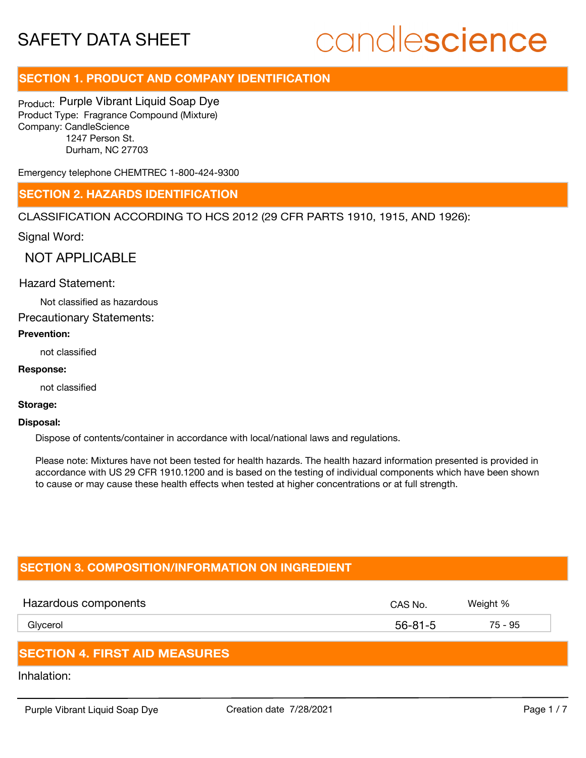# SAFETY DATA SHEET

candlescience

## SECTION 1. PRODUCT AND COMPANY IDENTIFICATION

Product: Purple Vibrant Liquid Soap Dye
Product Type: Fragrance Compound (Mixture)
Company: CandleScience
1247 Person St.
Durham, NC 27703

Emergency telephone CHEMTREC 1-800-424-9300

## SECTION 2. HAZARDS IDENTIFICATION

CLASSIFICATION ACCORDING TO HCS 2012 (29 CFR PARTS 1910, 1915, AND 1926):

Signal Word:

NOT APPLICABLE

Hazard Statement:

Not classified as hazardous

Precautionary Statements:

**Prevention:**

not classified

**Response:**

not classified

**Storage:**

**Disposal:**

Dispose of contents/container in accordance with local/national laws and regulations.

Please note: Mixtures have not been tested for health hazards. The health hazard information presented is provided in accordance with US 29 CFR 1910.1200 and is based on the testing of individual components which have been shown to cause or may cause these health effects when tested at higher concentrations or at full strength.

## SECTION 3. COMPOSITION/INFORMATION ON INGREDIENT

| Hazardous components | CAS No. | Weight % |
|---|---|---|
| Glycerol | 56-81-5 | 75 - 95 |

## SECTION 4. FIRST AID MEASURES

Inhalation: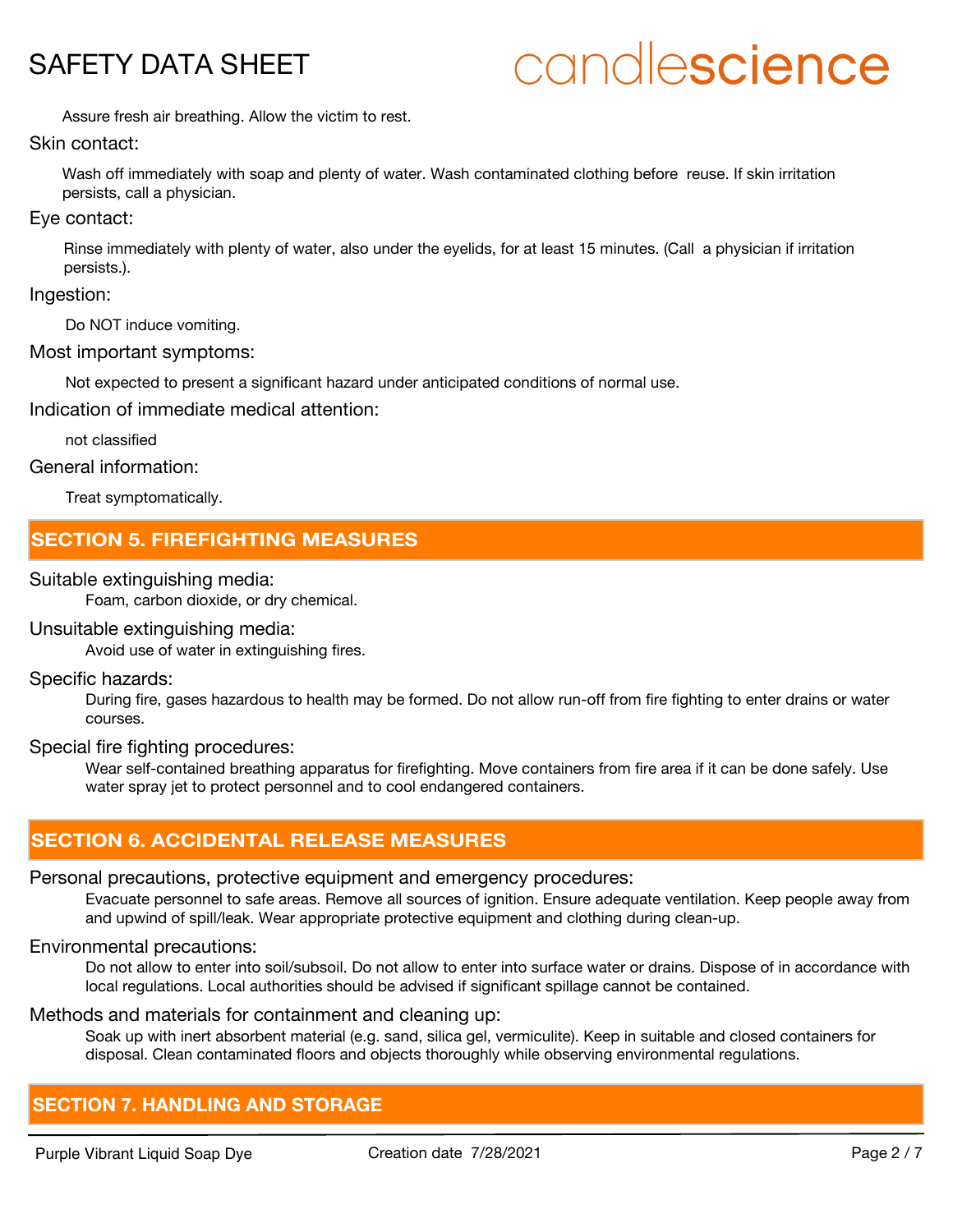Assure fresh air breathing. Allow the victim to rest.

Skin contact:

Wash off immediately with soap and plenty of water. Wash contaminated clothing before reuse. If skin irritation persists, call a physician.

Eye contact:

Rinse immediately with plenty of water, also under the eyelids, for at least 15 minutes. (Call a physician if irritation persists.).

Ingestion:

Do NOT induce vomiting.

Most important symptoms:

Not expected to present a significant hazard under anticipated conditions of normal use.

Indication of immediate medical attention:

not classified

General information:

Treat symptomatically.

## SECTION 5. FIREFIGHTING MEASURES

Suitable extinguishing media:

Foam, carbon dioxide, or dry chemical.

Unsuitable extinguishing media:

Avoid use of water in extinguishing fires.

Specific hazards:

During fire, gases hazardous to health may be formed. Do not allow run-off from fire fighting to enter drains or water courses.

Special fire fighting procedures:

Wear self-contained breathing apparatus for firefighting. Move containers from fire area if it can be done safely. Use water spray jet to protect personnel and to cool endangered containers.

## SECTION 6. ACCIDENTAL RELEASE MEASURES

Personal precautions, protective equipment and emergency procedures:

Evacuate personnel to safe areas. Remove all sources of ignition. Ensure adequate ventilation. Keep people away from and upwind of spill/leak. Wear appropriate protective equipment and clothing during clean-up.

Environmental precautions:

Do not allow to enter into soil/subsoil. Do not allow to enter into surface water or drains. Dispose of in accordance with local regulations. Local authorities should be advised if significant spillage cannot be contained.

Methods and materials for containment and cleaning up:

Soak up with inert absorbent material (e.g. sand, silica gel, vermiculite). Keep in suitable and closed containers for disposal. Clean contaminated floors and objects thoroughly while observing environmental regulations.

## SECTION 7. HANDLING AND STORAGE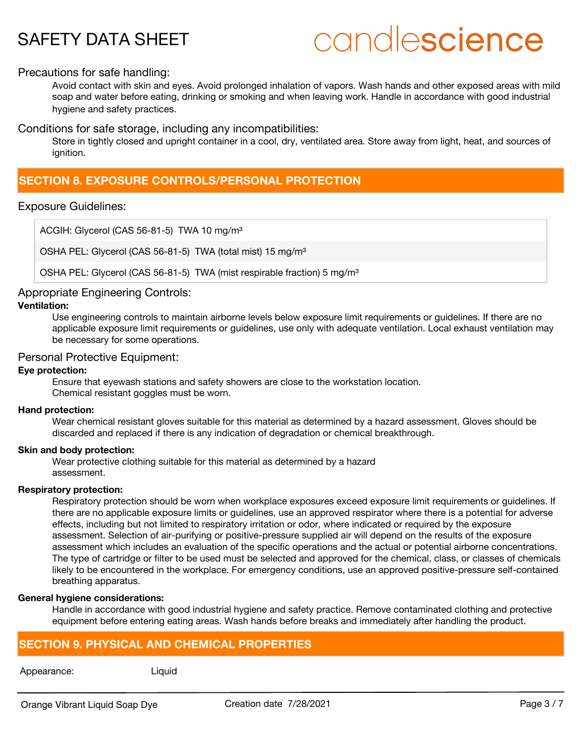Precations for safe handling:

Avoid contact with skin and eyes. Avoid prolonged inhalation of vapors. Wash hands and other exposed areas with mild soap and water before eating, drinking or smoking and when leaving work. Handle in accordance with good industrial hygiene and safety practices.

Conditions for safe storage, including any incompatibilities:

Store in tightly closed and upright container in a cool, dry, ventilated area. Store away from light, heat, and sources of ignition.

## SECTION 8. EXPOSURE CONTROLS/PERSONAL PROTECTION

### Exposure Guidelines:

| |
|---|
| ACGIH: Glycerol (CAS 56-81-5) TWA 10 mg/m³ |
| OSHA PEL: Glycerol (CAS 56-81-5) TWA (total mist) 15 mg/m³ |
| OSHA PEL: Glycerol (CAS 56-81-5) TWA (mist respirable fraction) 5 mg/m³ |

### Appropriate Engineering Controls:

**Ventilation:**

Use engineering controls to maintain airborne levels below exposure limit requirements or guidelines. If there are no applicable exposure limit requirements or guidelines, use only with adequate ventilation. Local exhaust ventilation may be necessary for some operations.

### Personal Protective Equipment:

**Eye protection:**

Ensure that eyewash stations and safety showers are close to the workstation location.
Chemical resistant goggles must be worn.

**Hand protection:**

Wear chemical resistant gloves suitable for this material as determined by a hazard assessment. Gloves should be discarded and replaced if there is any indication of degradation or chemical breakthrough.

**Skin and body protection:**

Wear protective clothing suitable for this material as determined by a hazard assessment.

**Respiratory protection:**

Respiratory protection should be worn when workplace exposures exceed exposure limit requirements or guidelines. If there are no applicable exposure limits or guidelines, use an approved respirator where there is a potential for adverse effects, including but not limited to respiratory irritation or odor, where indicated or required by the exposure assessment. Selection of air-purifying or positive-pressure supplied air will depend on the results of the exposure assessment which includes an evaluation of the specific operations and the actual or potential airborne concentrations. The type of cartridge or filter to be used must be selected and approved for the chemical, class, or classes of chemicals likely to be encountered in the workplace. For emergency conditions, use an approved positive-pressure self-contained breathing apparatus.

**General hygiene considerations:**

Handle in accordance with good industrial hygiene and safety practice. Remove contaminated clothing and protective equipment before entering eating areas. Wash hands before breaks and immediately after handling the product.

## SECTION 9. PHYSICAL AND CHEMICAL PROPERTIES

| | |
|---|---|
| Appearance: | Liquid |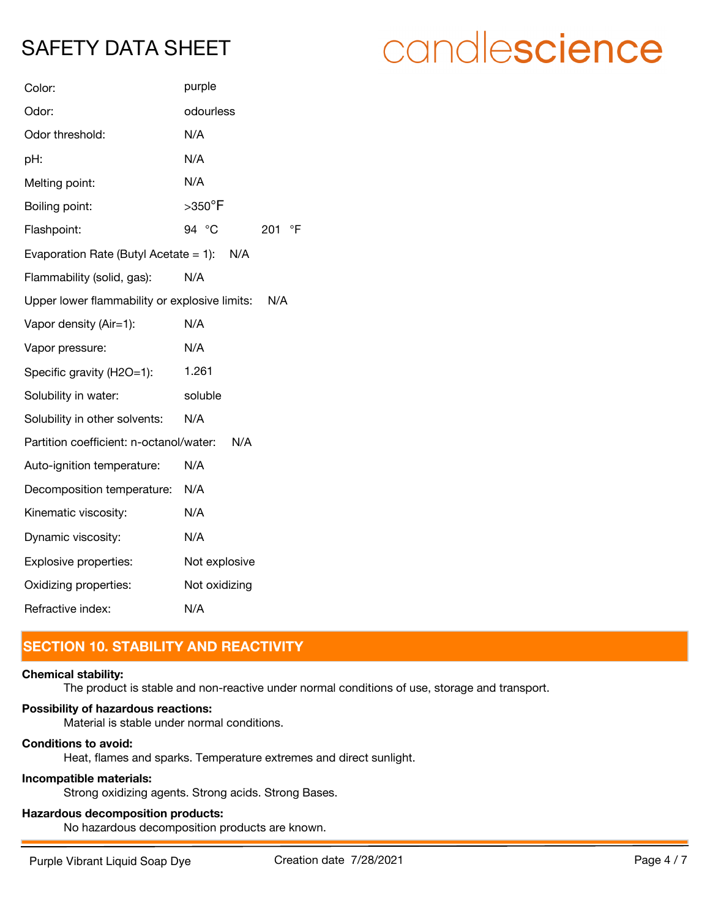| Property | Value |
| --- | --- |
| Color: | purple |
| Odor: | odourless |
| Odor threshold: | N/A |
| pH: | N/A |
| Melting point: | N/A |
| Boiling point: | >350°F |
| Flashpoint: | 94 °C 201 °F |
| Evaporation Rate (Butyl Acetate = 1): | N/A |
| Flammability (solid, gas): | N/A |
| Upper lower flammability or explosive limits: | N/A |
| Vapor density (Air=1): | N/A |
| Vapor pressure: | N/A |
| Specific gravity (H2O=1): | 1.261 |
| Solubility in water: | soluble |
| Solubility in other solvents: | N/A |
| Partition coefficient: n-octanol/water: | N/A |
| Auto-ignition temperature: | N/A |
| Decomposition temperature: | N/A |
| Kinematic viscosity: | N/A |
| Dynamic viscosity: | N/A |
| Explosive properties: | Not explosive |
| Oxidizing properties: | Not oxidizing |
| Refractive index: | N/A |

## SECTION 10. STABILITY AND REACTIVITY

**Chemical stability:**

The product is stable and non-reactive under normal conditions of use, storage and transport.

**Possibility of hazardous reactions:**

Material is stable under normal conditions.

**Conditions to avoid:**

Heat, flames and sparks. Temperature extremes and direct sunlight.

**Incompatible materials:**

Strong oxidizing agents. Strong acids. Strong Bases.

**Hazardous decomposition products:**

No hazardous decomposition products are known.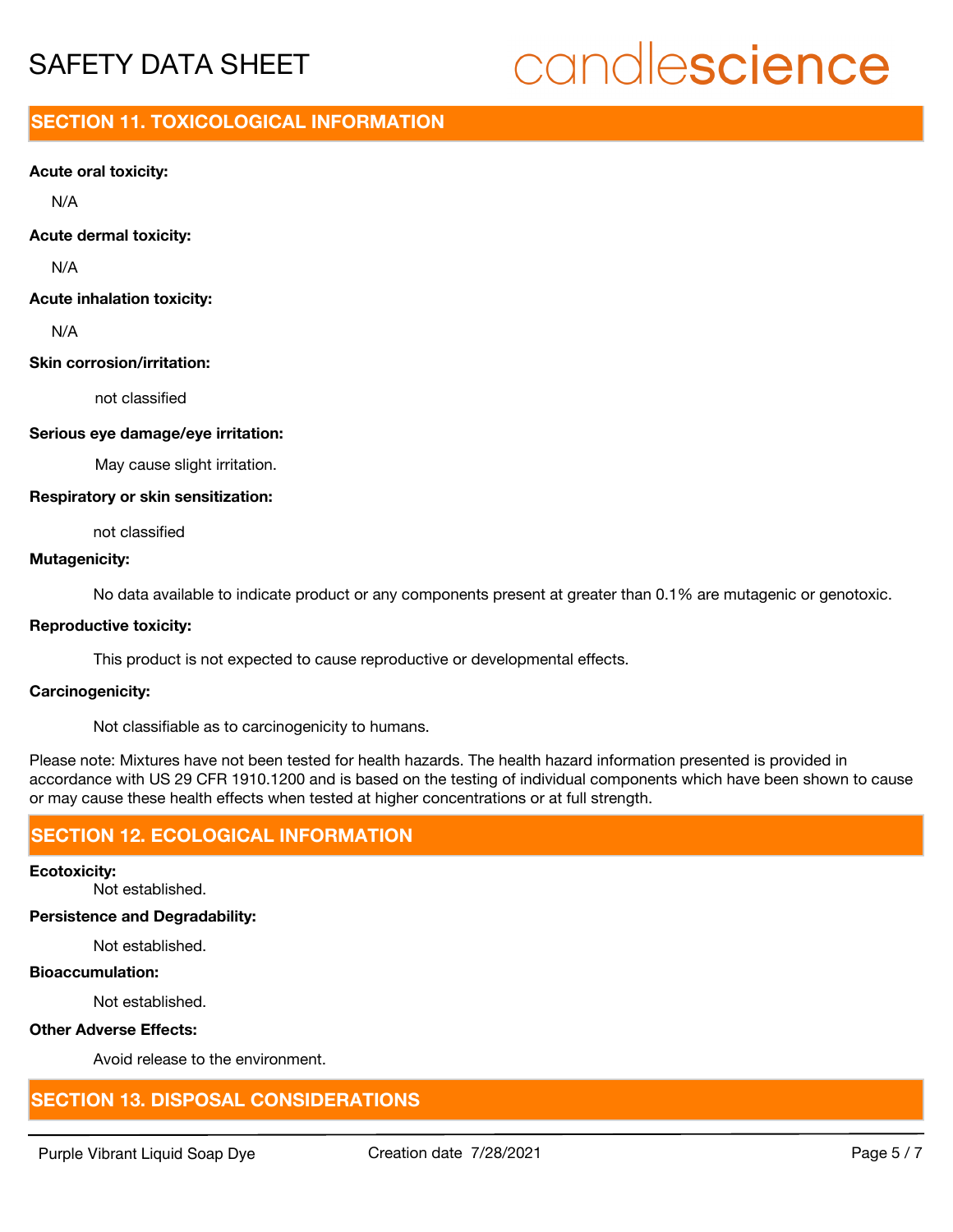## SECTION 11. TOXICOLOGICAL INFORMATION

**Acute oral toxicity:**

N/A

**Acute dermal toxicity:**

N/A

**Acute inhalation toxicity:**

N/A

**Skin corrosion/irritation:**

not classified

**Serious eye damage/eye irritation:**

May cause slight irritation.

**Respiratory or skin sensitization:**

not classified

**Mutagenicity:**

No data available to indicate product or any components present at greater than 0.1% are mutagenic or genotoxic.

**Reproductive toxicity:**

This product is not expected to cause reproductive or developmental effects.

**Carcinogenicity:**

Not classifiable as to carcinogenicity to humans.

Please note: Mixtures have not been tested for health hazards. The health hazard information presented is provided in accordance with US 29 CFR 1910.1200 and is based on the testing of individual components which have been shown to cause or may cause these health effects when tested at higher concentrations or at full strength.

## SECTION 12. ECOLOGICAL INFORMATION

**Ecotoxicity:**

Not established.

**Persistence and Degradability:**

Not established.

**Bioaccumulation:**

Not established.

**Other Adverse Effects:**

Avoid release to the environment.

## SECTION 13. DISPOSAL CONSIDERATIONS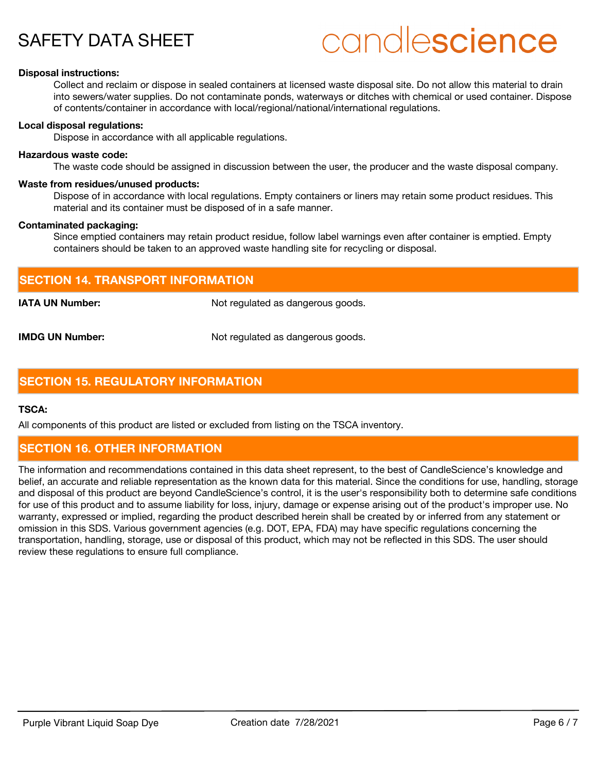**Disposal instructions:**

Collect and reclaim or dispose in sealed containers at licensed waste disposal site. Do not allow this material to drain into sewers/water supplies. Do not contaminate ponds, waterways or ditches with chemical or used container. Dispose of contents/container in accordance with local/regional/national/international regulations.

**Local disposal regulations:**

Dispose in accordance with all applicable regulations.

**Hazardous waste code:**

The waste code should be assigned in discussion between the user, the producer and the waste disposal company.

**Waste from residues/unused products:**

Dispose of in accordance with local regulations. Empty containers or liners may retain some product residues. This material and its container must be disposed of in a safe manner.

**Contaminated packaging:**

Since emptied containers may retain product residue, follow label warnings even after container is emptied. Empty containers should be taken to an approved waste handling site for recycling or disposal.

## SECTION 14. TRANSPORT INFORMATION

**IATA UN Number:** Not regulated as dangerous goods.

**IMDG UN Number:** Not regulated as dangerous goods.

## SECTION 15. REGULATORY INFORMATION

**TSCA:**

All components of this product are listed or excluded from listing on the TSCA inventory.

## SECTION 16. OTHER INFORMATION

The information and recommendations contained in this data sheet represent, to the best of CandleScience's knowledge and belief, an accurate and reliable representation as the known data for this material. Since the conditions for use, handling, storage and disposal of this product are beyond CandleScience's control, it is the user's responsibility both to determine safe conditions for use of this product and to assume liability for loss, injury, damage or expense arising out of the product's improper use. No warranty, expressed or implied, regarding the product described herein shall be created by or inferred from any statement or omission in this SDS. Various government agencies (e.g. DOT, EPA, FDA) may have specific regulations concerning the transportation, handling, storage, use or disposal of this product, which may not be reflected in this SDS. The user should review these regulations to ensure full compliance.